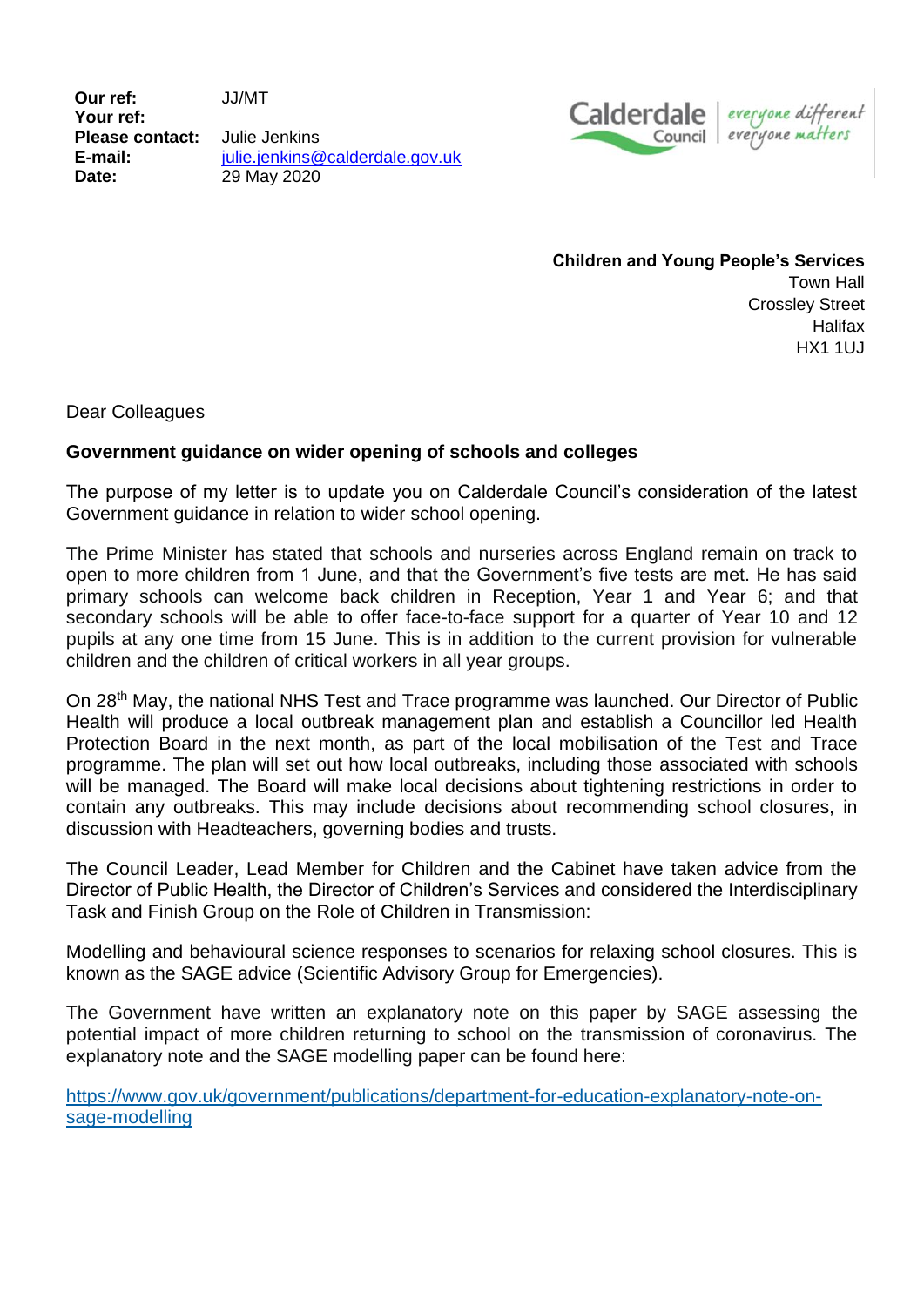**Our ref:** JJ/MT
**Your ref:**
**Please contact:** Julie Jenkins
**E-mail:** julie.jenkins@calderdale.gov.uk
**Date:** 29 May 2020

Calderdale Council | everyone different everyone matters

**Children and Young People's Services**
Town Hall
Crossley Street
Halifax
HX1 1UJ

Dear Colleagues

**Government guidance on wider opening of schools and colleges**

The purpose of my letter is to update you on Calderdale Council's consideration of the latest Government guidance in relation to wider school opening.

The Prime Minister has stated that schools and nurseries across England remain on track to open to more children from 1 June, and that the Government's five tests are met. He has said primary schools can welcome back children in Reception, Year 1 and Year 6; and that secondary schools will be able to offer face-to-face support for a quarter of Year 10 and 12 pupils at any one time from 15 June. This is in addition to the current provision for vulnerable children and the children of critical workers in all year groups.

On 28th May, the national NHS Test and Trace programme was launched. Our Director of Public Health will produce a local outbreak management plan and establish a Councillor led Health Protection Board in the next month, as part of the local mobilisation of the Test and Trace programme. The plan will set out how local outbreaks, including those associated with schools will be managed. The Board will make local decisions about tightening restrictions in order to contain any outbreaks. This may include decisions about recommending school closures, in discussion with Headteachers, governing bodies and trusts.

The Council Leader, Lead Member for Children and the Cabinet have taken advice from the Director of Public Health, the Director of Children's Services and considered the Interdisciplinary Task and Finish Group on the Role of Children in Transmission:

Modelling and behavioural science responses to scenarios for relaxing school closures. This is known as the SAGE advice (Scientific Advisory Group for Emergencies).

The Government have written an explanatory note on this paper by SAGE assessing the potential impact of more children returning to school on the transmission of coronavirus. The explanatory note and the SAGE modelling paper can be found here:

https://www.gov.uk/government/publications/department-for-education-explanatory-note-on-sage-modelling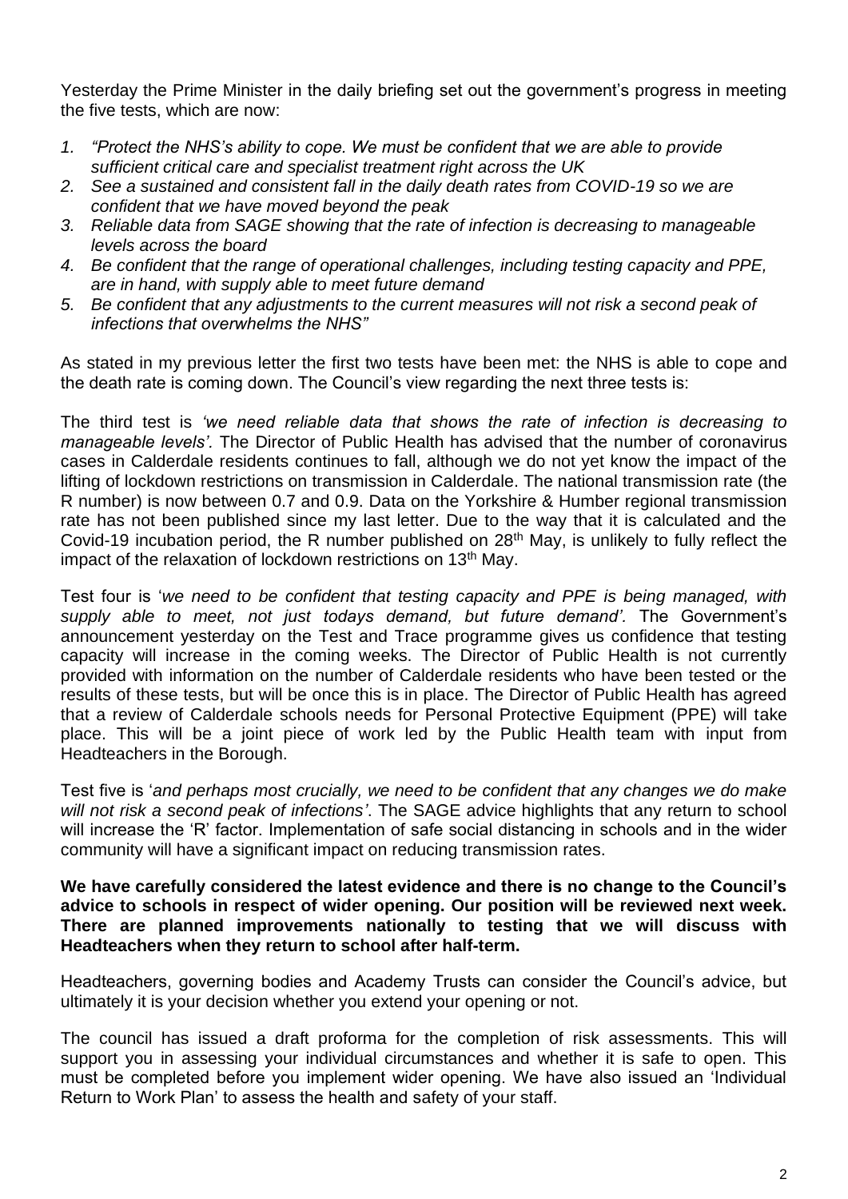Yesterday the Prime Minister in the daily briefing set out the government's progress in meeting the five tests, which are now:

1. *"Protect the NHS's ability to cope. We must be confident that we are able to provide sufficient critical care and specialist treatment right across the UK*
2. *See a sustained and consistent fall in the daily death rates from COVID-19 so we are confident that we have moved beyond the peak*
3. *Reliable data from SAGE showing that the rate of infection is decreasing to manageable levels across the board*
4. *Be confident that the range of operational challenges, including testing capacity and PPE, are in hand, with supply able to meet future demand*
5. *Be confident that any adjustments to the current measures will not risk a second peak of infections that overwhelms the NHS"*

As stated in my previous letter the first two tests have been met: the NHS is able to cope and the death rate is coming down. The Council's view regarding the next three tests is:

The third test is *'we need reliable data that shows the rate of infection is decreasing to manageable levels'.* The Director of Public Health has advised that the number of coronavirus cases in Calderdale residents continues to fall, although we do not yet know the impact of the lifting of lockdown restrictions on transmission in Calderdale. The national transmission rate (the R number) is now between 0.7 and 0.9. Data on the Yorkshire & Humber regional transmission rate has not been published since my last letter. Due to the way that it is calculated and the Covid-19 incubation period, the R number published on 28th May, is unlikely to fully reflect the impact of the relaxation of lockdown restrictions on 13th May.

Test four is '*we need to be confident that testing capacity and PPE is being managed, with supply able to meet, not just todays demand, but future demand'.* The Government's announcement yesterday on the Test and Trace programme gives us confidence that testing capacity will increase in the coming weeks. The Director of Public Health is not currently provided with information on the number of Calderdale residents who have been tested or the results of these tests, but will be once this is in place. The Director of Public Health has agreed that a review of Calderdale schools needs for Personal Protective Equipment (PPE) will take place. This will be a joint piece of work led by the Public Health team with input from Headteachers in the Borough.

Test five is '*and perhaps most crucially, we need to be confident that any changes we do make will not risk a second peak of infections'*. The SAGE advice highlights that any return to school will increase the 'R' factor. Implementation of safe social distancing in schools and in the wider community will have a significant impact on reducing transmission rates.

**We have carefully considered the latest evidence and there is no change to the Council's advice to schools in respect of wider opening. Our position will be reviewed next week. There are planned improvements nationally to testing that we will discuss with Headteachers when they return to school after half-term.**

Headteachers, governing bodies and Academy Trusts can consider the Council's advice, but ultimately it is your decision whether you extend your opening or not.

The council has issued a draft proforma for the completion of risk assessments. This will support you in assessing your individual circumstances and whether it is safe to open. This must be completed before you implement wider opening. We have also issued an 'Individual Return to Work Plan' to assess the health and safety of your staff.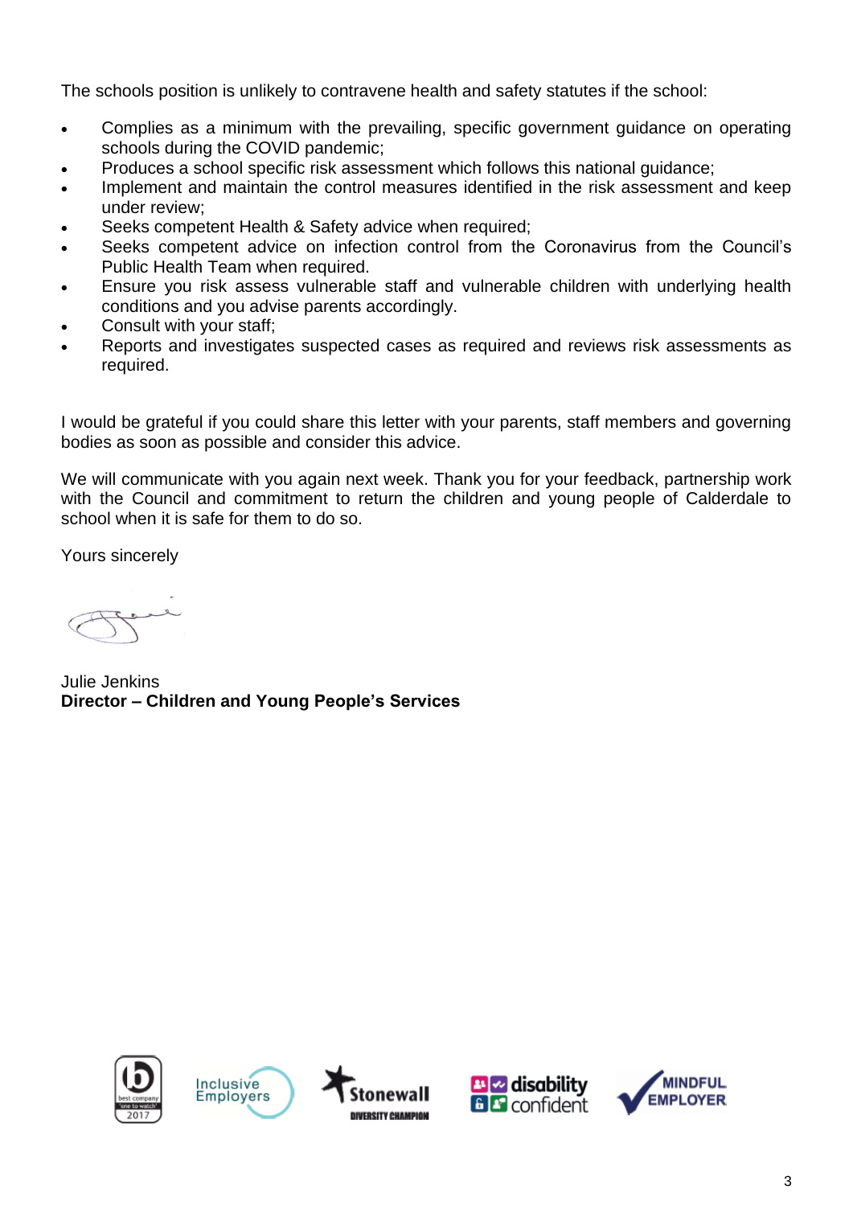The schools position is unlikely to contravene health and safety statutes if the school:

- Complies as a minimum with the prevailing, specific government guidance on operating schools during the COVID pandemic;
- Produces a school specific risk assessment which follows this national guidance;
- Implement and maintain the control measures identified in the risk assessment and keep under review;
- Seeks competent Health & Safety advice when required;
- Seeks competent advice on infection control from the Coronavirus from the Council's Public Health Team when required.
- Ensure you risk assess vulnerable staff and vulnerable children with underlying health conditions and you advise parents accordingly.
- Consult with your staff;
- Reports and investigates suspected cases as required and reviews risk assessments as required.

I would be grateful if you could share this letter with your parents, staff members and governing bodies as soon as possible and consider this advice.

We will communicate with you again next week. Thank you for your feedback, partnership work with the Council and commitment to return the children and young people of Calderdale to school when it is safe for them to do so.

Yours sincerely

Julie Jenkins
**Director – Children and Young People's Services**

best company 'one to watch' 2017
Inclusive Employers
Stonewall DIVERSITY CHAMPION
disability confident
MINDFUL EMPLOYER